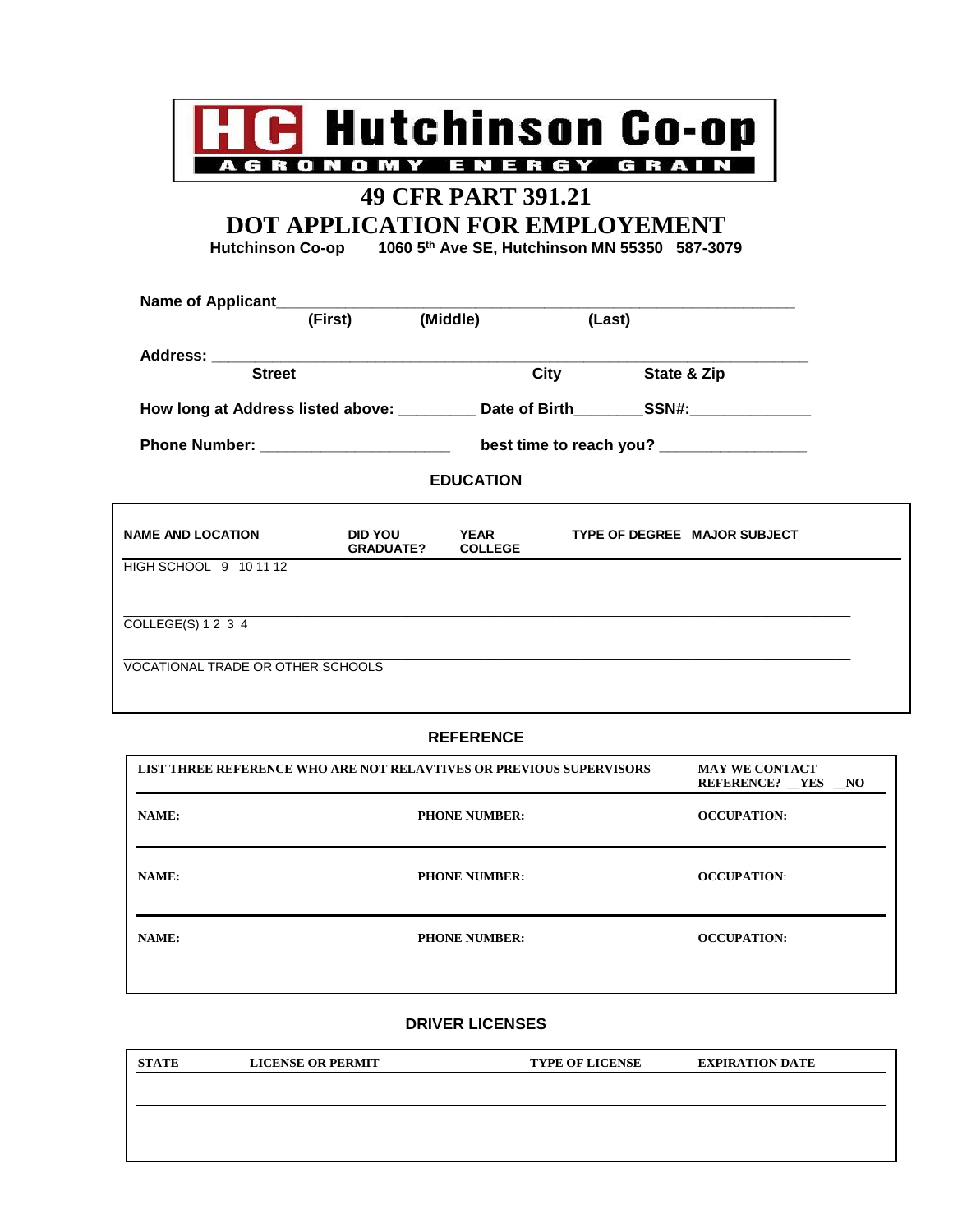**HC Hutchinson Co-op**
AGRONOMY ENERGY GRAIN

# 49 CFR PART 391.21

# DOT APPLICATION FOR EMPLOYEMENT

**Hutchinson Co-op 1060 5th Ave SE, Hutchinson MN 55350 587-3079**

**Name of Applicant**_______________________________________________
(First) (Middle) (Last)

**Address:** ______________________________________________________
Street City State & Zip

**How long at Address listed above:** _________ **Date of Birth**________**SSN#:**______________

**Phone Number:** ______________________ **best time to reach you?** _________________

## EDUCATION

| NAME AND LOCATION | DID YOU GRADUATE? | YEAR COLLEGE | TYPE OF DEGREE | MAJOR SUBJECT |
|---|---|---|---|---|
| HIGH SCHOOL 9 10 11 12 | | | | |
| COLLEGE(S) 1 2 3 4 | | | | |
| VOCATIONAL TRADE OR OTHER SCHOOLS | | | | |

## REFERENCE

| LIST THREE REFERENCE WHO ARE NOT RELAVTIVES OR PREVIOUS SUPERVISORS | | MAY WE CONTACT REFERENCE? __YES __NO |
|---|---|---|
| NAME: | PHONE NUMBER: | OCCUPATION: |
| NAME: | PHONE NUMBER: | OCCUPATION: |
| NAME: | PHONE NUMBER: | OCCUPATION: |

## DRIVER LICENSES

| STATE | LICENSE OR PERMIT | TYPE OF LICENSE | EXPIRATION DATE |
|---|---|---|---|
| | | | |
| | | | |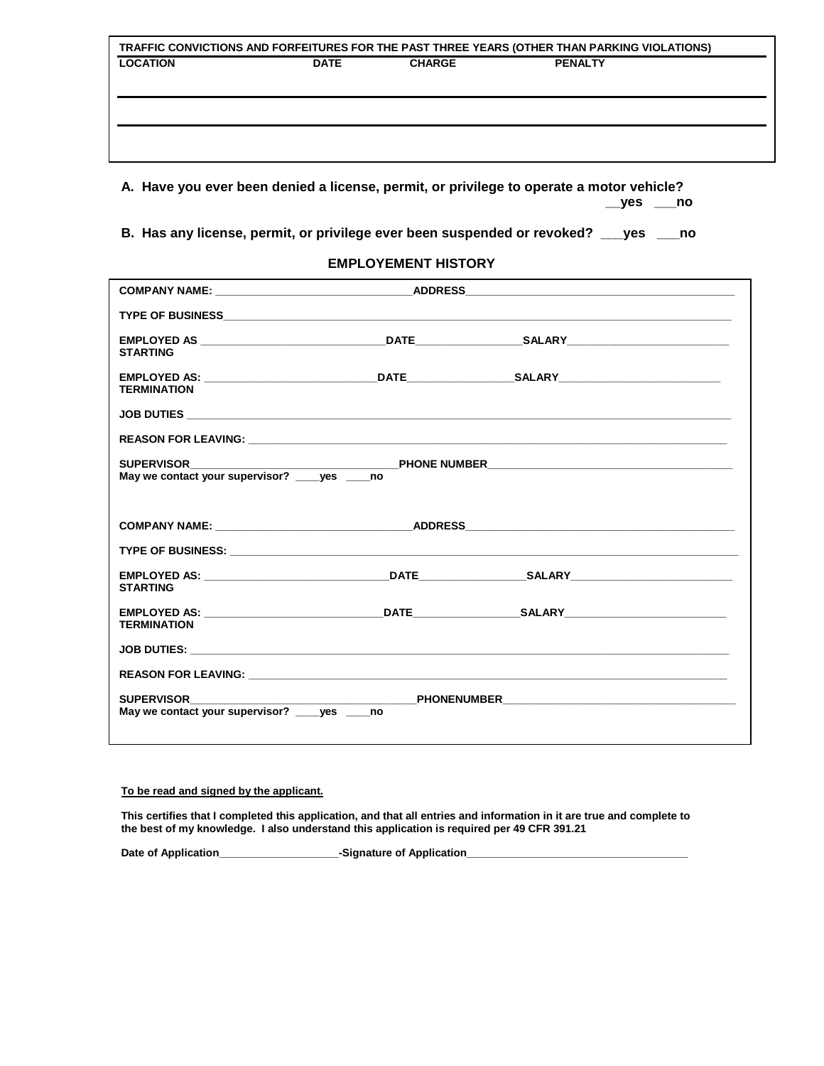| TRAFFIC CONVICTIONS AND FORFEITURES FOR THE PAST THREE YEARS (OTHER THAN PARKING VIOLATIONS) | | | |
|---|---|---|---|
| **LOCATION** | **DATE** | **CHARGE** | **PENALTY** |
| | | | |
| | | | |
| | | | |

**A. Have you ever been denied a license, permit, or privilege to operate a motor vehicle?**
**__yes ___no**

**B. Has any license, permit, or privilege ever been suspended or revoked? ___yes ___no**

## EMPLOYEMENT HISTORY

**COMPANY NAME: _______________________________ ADDRESS_____________________________________________**

**TYPE OF BUSINESS_____________________________________________________________________________________**

**EMPLOYED AS _____________________________ DATE_________________ SALARY__________________________**
**STARTING**

**EMPLOYED AS: ____________________________ DATE_________________ SALARY__________________________**
**TERMINATION**

**JOB DUTIES __________________________________________________________________________________________**

**REASON FOR LEAVING: _________________________________________________________________________________**

**SUPERVISOR________________________________ PHONE NUMBER________________________________________**
**May we contact your supervisor? ____yes ____no**

**COMPANY NAME: _______________________________ ADDRESS_____________________________________________**

**TYPE OF BUSINESS: ___________________________________________________________________________________**

**EMPLOYED AS: _____________________________ DATE_________________ SALARY__________________________**
**STARTING**

**EMPLOYED AS: ____________________________ DATE_________________ SALARY__________________________**
**TERMINATION**

**JOB DUTIES: _________________________________________________________________________________________**

**REASON FOR LEAVING: _________________________________________________________________________________**

**SUPERVISOR___________________________________ PHONENUMBER______________________________________**
**May we contact your supervisor? ____yes ____no**

**To be read and signed by the applicant.**

**This certifies that I completed this application, and that all entries and information in it are true and complete to the best of my knowledge. I also understand this application is required per 49 CFR 391.21**

**Date of Application___________________ -Signature of Application___________________________________**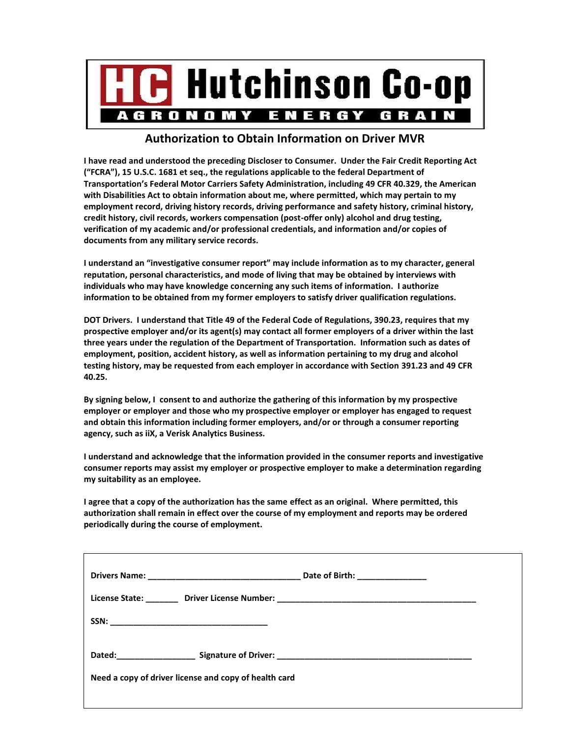# Hutchinson Co-op

AGRONOMY ENERGY GRAIN

## Authorization to Obtain Information on Driver MVR

**I have read and understood the preceding Discloser to Consumer. Under the Fair Credit Reporting Act ("FCRA"), 15 U.S.C. 1681 et seq., the regulations applicable to the federal Department of Transportation's Federal Motor Carriers Safety Administration, including 49 CFR 40.329, the American with Disabilities Act to obtain information about me, where permitted, which may pertain to my employment record, driving history records, driving performance and safety history, criminal history, credit history, civil records, workers compensation (post-offer only) alcohol and drug testing, verification of my academic and/or professional credentials, and information and/or copies of documents from any military service records.**

**I understand an "investigative consumer report" may include information as to my character, general reputation, personal characteristics, and mode of living that may be obtained by interviews with individuals who may have knowledge concerning any such items of information. I authorize information to be obtained from my former employers to satisfy driver qualification regulations.**

**DOT Drivers. I understand that Title 49 of the Federal Code of Regulations, 390.23, requires that my prospective employer and/or its agent(s) may contact all former employers of a driver within the last three years under the regulation of the Department of Transportation. Information such as dates of employment, position, accident history, as well as information pertaining to my drug and alcohol testing history, may be requested from each employer in accordance with Section 391.23 and 49 CFR 40.25.**

**By signing below, I consent to and authorize the gathering of this information by my prospective employer or employer and those who my prospective employer or employer has engaged to request and obtain this information including former employers, and/or or through a consumer reporting agency, such as iiX, a Verisk Analytics Business.**

**I understand and acknowledge that the information provided in the consumer reports and investigative consumer reports may assist my employer or prospective employer to make a determination regarding my suitability as an employee.**

**I agree that a copy of the authorization has the same effect as an original. Where permitted, this authorization shall remain in effect over the course of my employment and reports may be ordered periodically during the course of employment.**

**Drivers Name:** ________________________________ **Date of Birth:** _______________

**License State:** _______ **Driver License Number:** ___________________________________________

**SSN:** _________________________________

**Dated:**_________________ **Signature of Driver:** _________________________________________

**Need a copy of driver license and copy of health card**